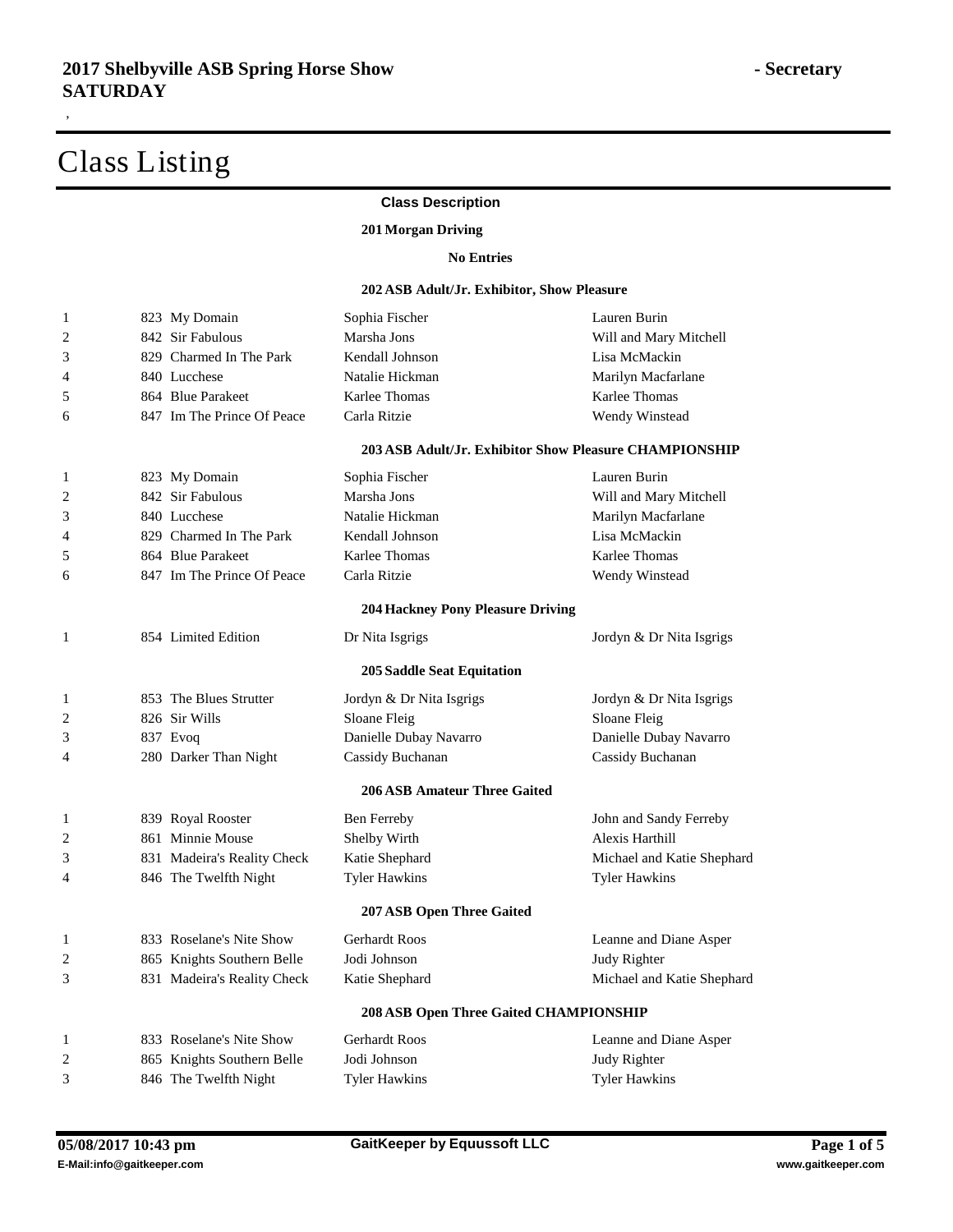**2017 Shelbyville ASB Spring Horse Show - Secretary**
**SATURDAY**

,

# Class Listing

**Class Description**

### 201 Morgan Driving

**No Entries**

### 202 ASB Adult/Jr. Exhibitor, Show Pleasure

| Place | Entry | Horse | Rider | Owner |
|---|---|---|---|---|
| 1 | 823 | My Domain | Sophia Fischer | Lauren Burin |
| 2 | 842 | Sir Fabulous | Marsha Jons | Will and Mary Mitchell |
| 3 | 829 | Charmed In The Park | Kendall Johnson | Lisa McMackin |
| 4 | 840 | Lucchese | Natalie Hickman | Marilyn Macfarlane |
| 5 | 864 | Blue Parakeet | Karlee Thomas | Karlee Thomas |
| 6 | 847 | Im The Prince Of Peace | Carla Ritzie | Wendy Winstead |

### 203 ASB Adult/Jr. Exhibitor Show Pleasure CHAMPIONSHIP

| Place | Entry | Horse | Rider | Owner |
|---|---|---|---|---|
| 1 | 823 | My Domain | Sophia Fischer | Lauren Burin |
| 2 | 842 | Sir Fabulous | Marsha Jons | Will and Mary Mitchell |
| 3 | 840 | Lucchese | Natalie Hickman | Marilyn Macfarlane |
| 4 | 829 | Charmed In The Park | Kendall Johnson | Lisa McMackin |
| 5 | 864 | Blue Parakeet | Karlee Thomas | Karlee Thomas |
| 6 | 847 | Im The Prince Of Peace | Carla Ritzie | Wendy Winstead |

### 204 Hackney Pony Pleasure Driving

| Place | Entry | Horse | Rider | Owner |
|---|---|---|---|---|
| 1 | 854 | Limited Edition | Dr Nita Isgrigs | Jordyn & Dr Nita Isgrigs |

### 205 Saddle Seat Equitation

| Place | Entry | Horse | Rider | Owner |
|---|---|---|---|---|
| 1 | 853 | The Blues Strutter | Jordyn & Dr Nita Isgrigs | Jordyn & Dr Nita Isgrigs |
| 2 | 826 | Sir Wills | Sloane Fleig | Sloane Fleig |
| 3 | 837 | Evoq | Danielle Dubay Navarro | Danielle Dubay Navarro |
| 4 | 280 | Darker Than Night | Cassidy Buchanan | Cassidy Buchanan |

### 206 ASB Amateur Three Gaited

| Place | Entry | Horse | Rider | Owner |
|---|---|---|---|---|
| 1 | 839 | Royal Rooster | Ben Ferreby | John and Sandy Ferreby |
| 2 | 861 | Minnie Mouse | Shelby Wirth | Alexis Harthill |
| 3 | 831 | Madeira's Reality Check | Katie Shephard | Michael and Katie Shephard |
| 4 | 846 | The Twelfth Night | Tyler Hawkins | Tyler Hawkins |

### 207 ASB Open Three Gaited

| Place | Entry | Horse | Rider | Owner |
|---|---|---|---|---|
| 1 | 833 | Roselane's Nite Show | Gerhardt Roos | Leanne and Diane Asper |
| 2 | 865 | Knights Southern Belle | Jodi Johnson | Judy Righter |
| 3 | 831 | Madeira's Reality Check | Katie Shephard | Michael and Katie Shephard |

### 208 ASB Open Three Gaited CHAMPIONSHIP

| Place | Entry | Horse | Rider | Owner |
|---|---|---|---|---|
| 1 | 833 | Roselane's Nite Show | Gerhardt Roos | Leanne and Diane Asper |
| 2 | 865 | Knights Southern Belle | Jodi Johnson | Judy Righter |
| 3 | 846 | The Twelfth Night | Tyler Hawkins | Tyler Hawkins |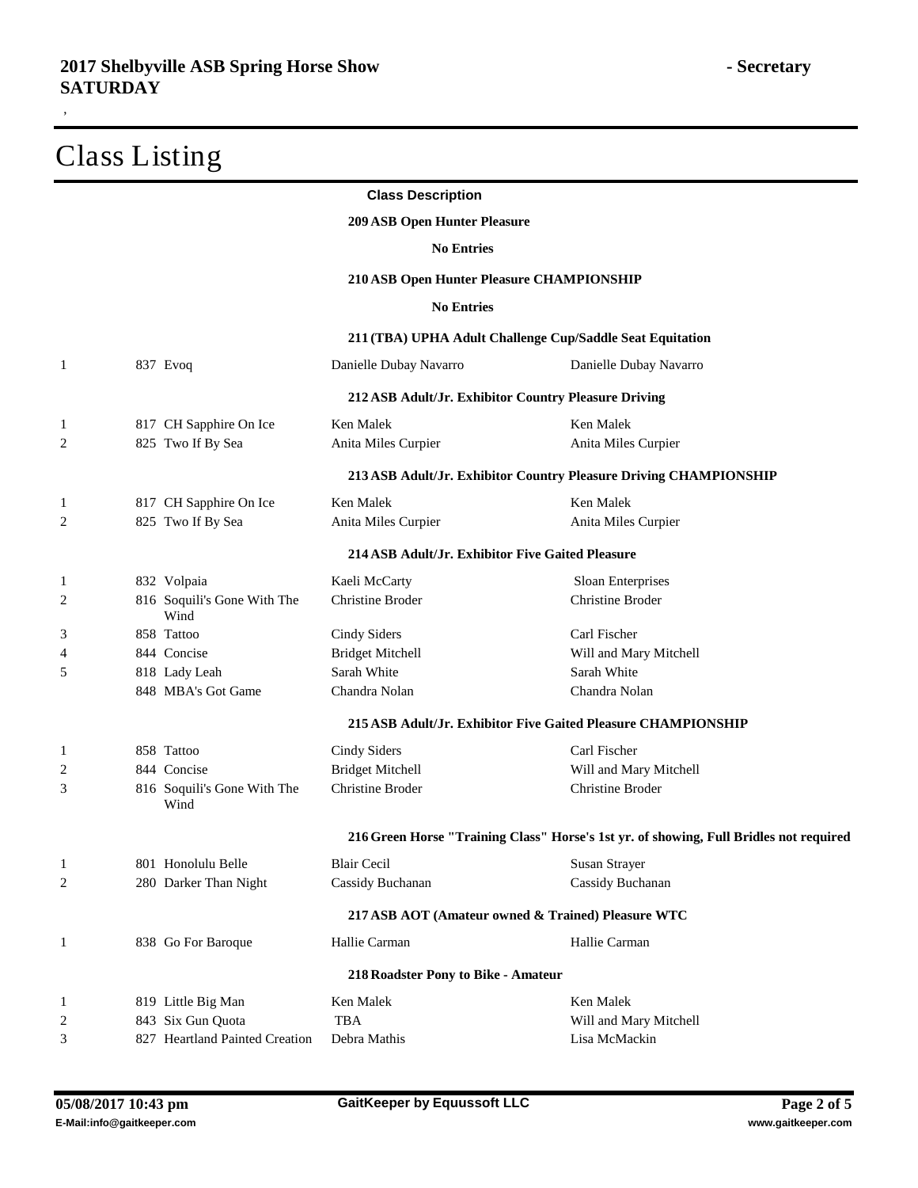# 2017 Shelbyville ASB Spring Horse Show - Secretary
**SATURDAY**

## Class Listing

**Class Description**

**209 ASB Open Hunter Pleasure**

**No Entries**

**210 ASB Open Hunter Pleasure CHAMPIONSHIP**

**No Entries**

**211 (TBA) UPHA Adult Challenge Cup/Saddle Seat Equitation**

| Place | No. | Horse | Rider | Owner |
|---|---|---|---|---|
| 1 | 837 | Evoq | Danielle Dubay Navarro | Danielle Dubay Navarro |

**212 ASB Adult/Jr. Exhibitor Country Pleasure Driving**

| Place | No. | Horse | Rider | Owner |
|---|---|---|---|---|
| 1 | 817 | CH Sapphire On Ice | Ken Malek | Ken Malek |
| 2 | 825 | Two If By Sea | Anita Miles Curpier | Anita Miles Curpier |

**213 ASB Adult/Jr. Exhibitor Country Pleasure Driving CHAMPIONSHIP**

| Place | No. | Horse | Rider | Owner |
|---|---|---|---|---|
| 1 | 817 | CH Sapphire On Ice | Ken Malek | Ken Malek |
| 2 | 825 | Two If By Sea | Anita Miles Curpier | Anita Miles Curpier |

**214 ASB Adult/Jr. Exhibitor Five Gaited Pleasure**

| Place | No. | Horse | Rider | Owner |
|---|---|---|---|---|
| 1 | 832 | Volpaia | Kaeli McCarty | Sloan Enterprises |
| 2 | 816 | Soquili's Gone With The Wind | Christine Broder | Christine Broder |
| 3 | 858 | Tattoo | Cindy Siders | Carl Fischer |
| 4 | 844 | Concise | Bridget Mitchell | Will and Mary Mitchell |
| 5 | 818 | Lady Leah | Sarah White | Sarah White |
| | 848 | MBA's Got Game | Chandra Nolan | Chandra Nolan |

**215 ASB Adult/Jr. Exhibitor Five Gaited Pleasure CHAMPIONSHIP**

| Place | No. | Horse | Rider | Owner |
|---|---|---|---|---|
| 1 | 858 | Tattoo | Cindy Siders | Carl Fischer |
| 2 | 844 | Concise | Bridget Mitchell | Will and Mary Mitchell |
| 3 | 816 | Soquili's Gone With The Wind | Christine Broder | Christine Broder |

**216 Green Horse "Training Class" Horse's 1st yr. of showing, Full Bridles not required**

| Place | No. | Horse | Rider | Owner |
|---|---|---|---|---|
| 1 | 801 | Honolulu Belle | Blair Cecil | Susan Strayer |
| 2 | 280 | Darker Than Night | Cassidy Buchanan | Cassidy Buchanan |

**217 ASB AOT (Amateur owned & Trained) Pleasure WTC**

| Place | No. | Horse | Rider | Owner |
|---|---|---|---|---|
| 1 | 838 | Go For Baroque | Hallie Carman | Hallie Carman |

**218 Roadster Pony to Bike - Amateur**

| Place | No. | Horse | Rider | Owner |
|---|---|---|---|---|
| 1 | 819 | Little Big Man | Ken Malek | Ken Malek |
| 2 | 843 | Six Gun Quota | TBA | Will and Mary Mitchell |
| 3 | 827 | Heartland Painted Creation | Debra Mathis | Lisa McMackin |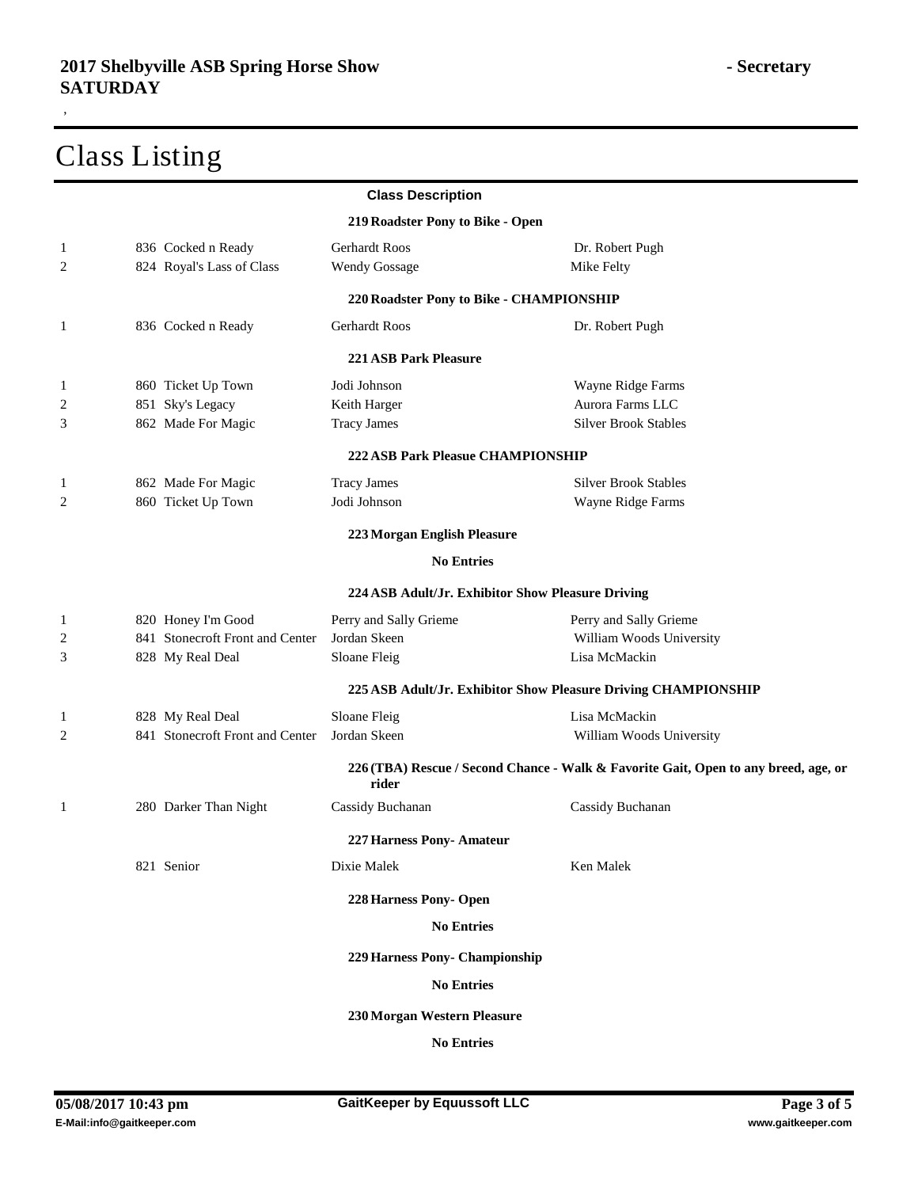**2017 Shelbyville ASB Spring Horse Show - Secretary**
**SATURDAY**

,

# Class Listing

**Class Description**

### 219 Roadster Pony to Bike - Open

| Place | No. | Horse | Rider | Owner |
|---|---|---|---|---|
| 1 | 836 | Cocked n Ready | Gerhardt Roos | Dr. Robert Pugh |
| 2 | 824 | Royal's Lass of Class | Wendy Gossage | Mike Felty |

### 220 Roadster Pony to Bike - CHAMPIONSHIP

| Place | No. | Horse | Rider | Owner |
|---|---|---|---|---|
| 1 | 836 | Cocked n Ready | Gerhardt Roos | Dr. Robert Pugh |

### 221 ASB Park Pleasure

| Place | No. | Horse | Rider | Owner |
|---|---|---|---|---|
| 1 | 860 | Ticket Up Town | Jodi Johnson | Wayne Ridge Farms |
| 2 | 851 | Sky's Legacy | Keith Harger | Aurora Farms LLC |
| 3 | 862 | Made For Magic | Tracy James | Silver Brook Stables |

### 222 ASB Park Pleasue CHAMPIONSHIP

| Place | No. | Horse | Rider | Owner |
|---|---|---|---|---|
| 1 | 862 | Made For Magic | Tracy James | Silver Brook Stables |
| 2 | 860 | Ticket Up Town | Jodi Johnson | Wayne Ridge Farms |

### 223 Morgan English Pleasure

**No Entries**

### 224 ASB Adult/Jr. Exhibitor Show Pleasure Driving

| Place | No. | Horse | Rider | Owner |
|---|---|---|---|---|
| 1 | 820 | Honey I'm Good | Perry and Sally Grieme | Perry and Sally Grieme |
| 2 | 841 | Stonecroft Front and Center | Jordan Skeen | William Woods University |
| 3 | 828 | My Real Deal | Sloane Fleig | Lisa McMackin |

### 225 ASB Adult/Jr. Exhibitor Show Pleasure Driving CHAMPIONSHIP

| Place | No. | Horse | Rider | Owner |
|---|---|---|---|---|
| 1 | 828 | My Real Deal | Sloane Fleig | Lisa McMackin |
| 2 | 841 | Stonecroft Front and Center | Jordan Skeen | William Woods University |

### 226 (TBA) Rescue / Second Chance - Walk & Favorite Gait, Open to any breed, age, or rider

| Place | No. | Horse | Rider | Owner |
|---|---|---|---|---|
| 1 | 280 | Darker Than Night | Cassidy Buchanan | Cassidy Buchanan |

### 227 Harness Pony- Amateur

| Place | No. | Horse | Rider | Owner |
|---|---|---|---|---|
| | 821 | Senior | Dixie Malek | Ken Malek |

### 228 Harness Pony- Open

**No Entries**

### 229 Harness Pony- Championship

**No Entries**

### 230 Morgan Western Pleasure

**No Entries**

**05/08/2017 10:43 pm**
E-Mail:info@gaitkeeper.com
GaitKeeper by Equussoft LLC
www.gaitkeeper.com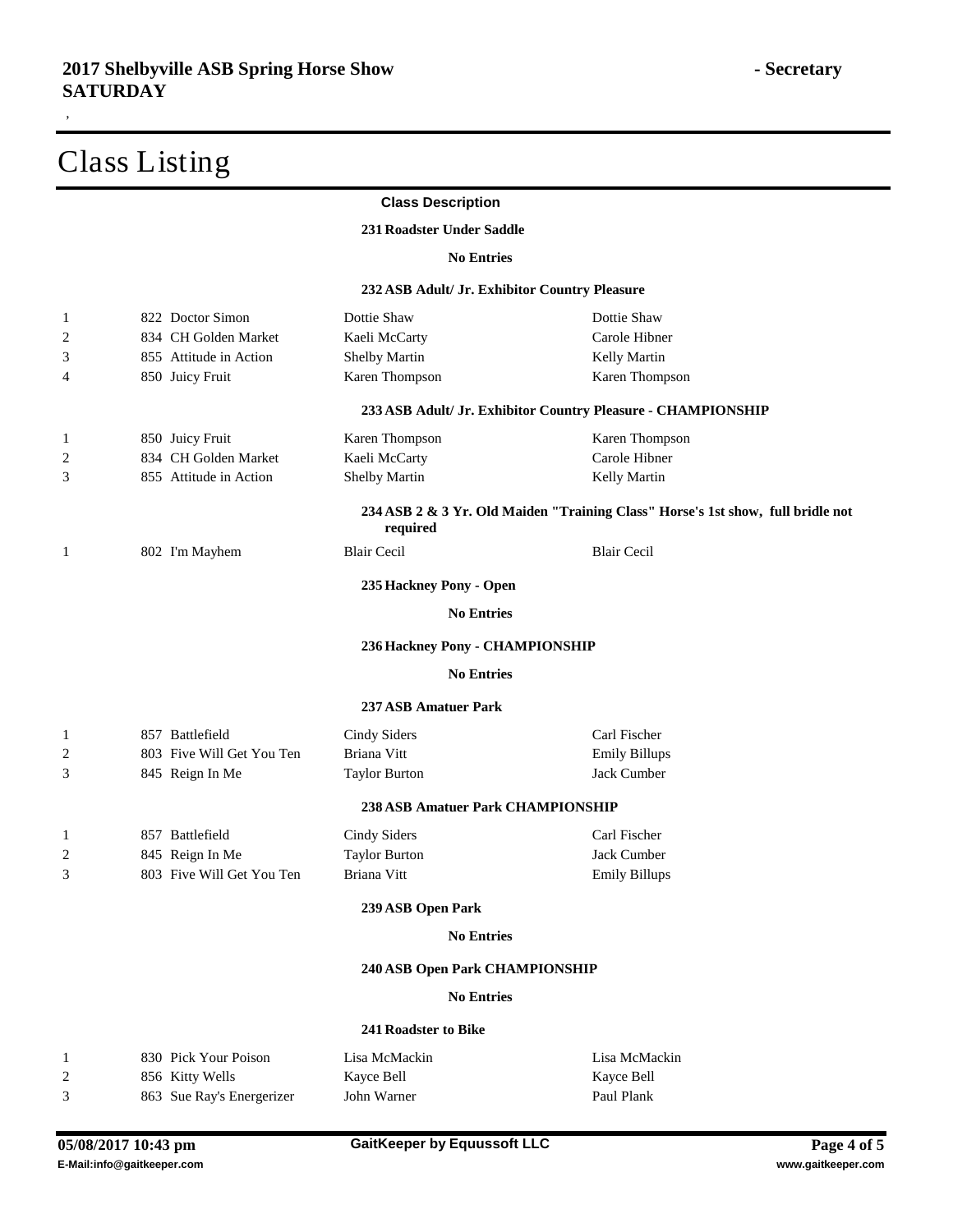# Class Listing

**Class Description**

### 231 Roadster Under Saddle

**No Entries**

### 232 ASB Adult/ Jr. Exhibitor Country Pleasure

| | | | |
|---|---|---|---|
| 1 | 822 Doctor Simon | Dottie Shaw | Dottie Shaw |
| 2 | 834 CH Golden Market | Kaeli McCarty | Carole Hibner |
| 3 | 855 Attitude in Action | Shelby Martin | Kelly Martin |
| 4 | 850 Juicy Fruit | Karen Thompson | Karen Thompson |

### 233 ASB Adult/ Jr. Exhibitor Country Pleasure - CHAMPIONSHIP

| | | | |
|---|---|---|---|
| 1 | 850 Juicy Fruit | Karen Thompson | Karen Thompson |
| 2 | 834 CH Golden Market | Kaeli McCarty | Carole Hibner |
| 3 | 855 Attitude in Action | Shelby Martin | Kelly Martin |

### 234 ASB 2 & 3 Yr. Old Maiden "Training Class" Horse's 1st show, full bridle not required

| | | | |
|---|---|---|---|
| 1 | 802 I'm Mayhem | Blair Cecil | Blair Cecil |

### 235 Hackney Pony - Open

**No Entries**

### 236 Hackney Pony - CHAMPIONSHIP

**No Entries**

### 237 ASB Amatuer Park

| | | | |
|---|---|---|---|
| 1 | 857 Battlefield | Cindy Siders | Carl Fischer |
| 2 | 803 Five Will Get You Ten | Briana Vitt | Emily Billups |
| 3 | 845 Reign In Me | Taylor Burton | Jack Cumber |

### 238 ASB Amatuer Park CHAMPIONSHIP

| | | | |
|---|---|---|---|
| 1 | 857 Battlefield | Cindy Siders | Carl Fischer |
| 2 | 845 Reign In Me | Taylor Burton | Jack Cumber |
| 3 | 803 Five Will Get You Ten | Briana Vitt | Emily Billups |

### 239 ASB Open Park

**No Entries**

### 240 ASB Open Park CHAMPIONSHIP

**No Entries**

### 241 Roadster to Bike

| | | | |
|---|---|---|---|
| 1 | 830 Pick Your Poison | Lisa McMackin | Lisa McMackin |
| 2 | 856 Kitty Wells | Kayce Bell | Kayce Bell |
| 3 | 863 Sue Ray's Energerizer | John Warner | Paul Plank |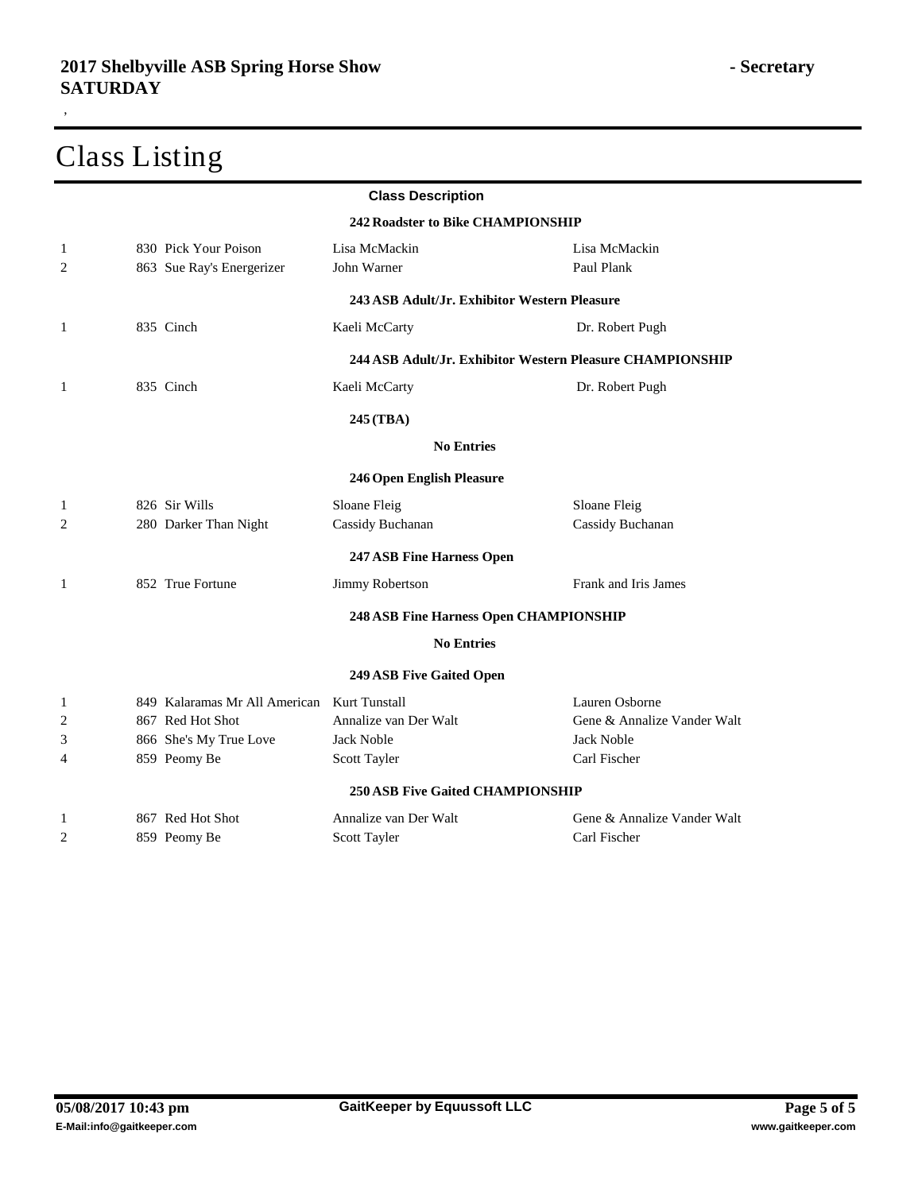# Class Listing

**Class Description**

**242 Roadster to Bike CHAMPIONSHIP**

| | | | |
|---|---|---|---|
| 1 | 830 Pick Your Poison | Lisa McMackin | Lisa McMackin |
| 2 | 863 Sue Ray's Energerizer | John Warner | Paul Plank |

**243 ASB Adult/Jr. Exhibitor Western Pleasure**

| | | | |
|---|---|---|---|
| 1 | 835 Cinch | Kaeli McCarty | Dr. Robert Pugh |

**244 ASB Adult/Jr. Exhibitor Western Pleasure CHAMPIONSHIP**

| | | | |
|---|---|---|---|
| 1 | 835 Cinch | Kaeli McCarty | Dr. Robert Pugh |

**245 (TBA)**

**No Entries**

**246 Open English Pleasure**

| | | | |
|---|---|---|---|
| 1 | 826 Sir Wills | Sloane Fleig | Sloane Fleig |
| 2 | 280 Darker Than Night | Cassidy Buchanan | Cassidy Buchanan |

**247 ASB Fine Harness Open**

| | | | |
|---|---|---|---|
| 1 | 852 True Fortune | Jimmy Robertson | Frank and Iris James |

**248 ASB Fine Harness Open CHAMPIONSHIP**

**No Entries**

**249 ASB Five Gaited Open**

| | | | |
|---|---|---|---|
| 1 | 849 Kalaramas Mr All American | Kurt Tunstall | Lauren Osborne |
| 2 | 867 Red Hot Shot | Annalize van Der Walt | Gene & Annalize Vander Walt |
| 3 | 866 She's My True Love | Jack Noble | Jack Noble |
| 4 | 859 Peomy Be | Scott Tayler | Carl Fischer |

**250 ASB Five Gaited CHAMPIONSHIP**

| | | | |
|---|---|---|---|
| 1 | 867 Red Hot Shot | Annalize van Der Walt | Gene & Annalize Vander Walt |
| 2 | 859 Peomy Be | Scott Tayler | Carl Fischer |